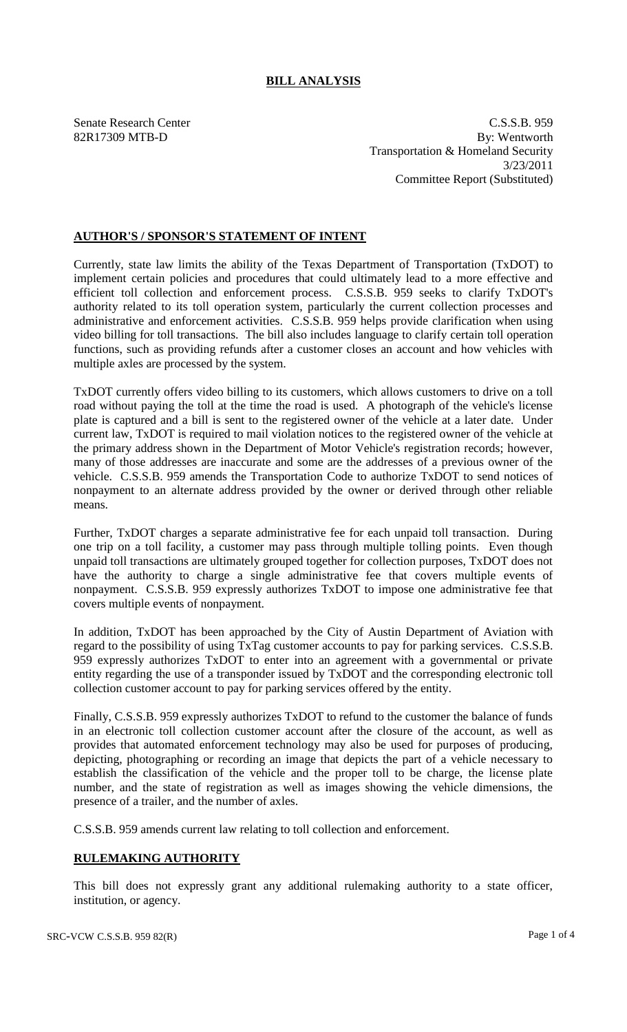# BILL ANALYSIS

Senate Research Center
82R17309 MTB-D

C.S.S.B. 959
By: Wentworth
Transportation & Homeland Security
3/23/2011
Committee Report (Substituted)

## AUTHOR'S / SPONSOR'S STATEMENT OF INTENT

Currently, state law limits the ability of the Texas Department of Transportation (TxDOT) to implement certain policies and procedures that could ultimately lead to a more effective and efficient toll collection and enforcement process. C.S.S.B. 959 seeks to clarify TxDOT's authority related to its toll operation system, particularly the current collection processes and administrative and enforcement activities. C.S.S.B. 959 helps provide clarification when using video billing for toll transactions. The bill also includes language to clarify certain toll operation functions, such as providing refunds after a customer closes an account and how vehicles with multiple axles are processed by the system.

TxDOT currently offers video billing to its customers, which allows customers to drive on a toll road without paying the toll at the time the road is used. A photograph of the vehicle's license plate is captured and a bill is sent to the registered owner of the vehicle at a later date. Under current law, TxDOT is required to mail violation notices to the registered owner of the vehicle at the primary address shown in the Department of Motor Vehicle's registration records; however, many of those addresses are inaccurate and some are the addresses of a previous owner of the vehicle. C.S.S.B. 959 amends the Transportation Code to authorize TxDOT to send notices of nonpayment to an alternate address provided by the owner or derived through other reliable means.

Further, TxDOT charges a separate administrative fee for each unpaid toll transaction. During one trip on a toll facility, a customer may pass through multiple tolling points. Even though unpaid toll transactions are ultimately grouped together for collection purposes, TxDOT does not have the authority to charge a single administrative fee that covers multiple events of nonpayment. C.S.S.B. 959 expressly authorizes TxDOT to impose one administrative fee that covers multiple events of nonpayment.

In addition, TxDOT has been approached by the City of Austin Department of Aviation with regard to the possibility of using TxTag customer accounts to pay for parking services. C.S.S.B. 959 expressly authorizes TxDOT to enter into an agreement with a governmental or private entity regarding the use of a transponder issued by TxDOT and the corresponding electronic toll collection customer account to pay for parking services offered by the entity.

Finally, C.S.S.B. 959 expressly authorizes TxDOT to refund to the customer the balance of funds in an electronic toll collection customer account after the closure of the account, as well as provides that automated enforcement technology may also be used for purposes of producing, depicting, photographing or recording an image that depicts the part of a vehicle necessary to establish the classification of the vehicle and the proper toll to be charge, the license plate number, and the state of registration as well as images showing the vehicle dimensions, the presence of a trailer, and the number of axles.

C.S.S.B. 959 amends current law relating to toll collection and enforcement.

## RULEMAKING AUTHORITY

This bill does not expressly grant any additional rulemaking authority to a state officer, institution, or agency.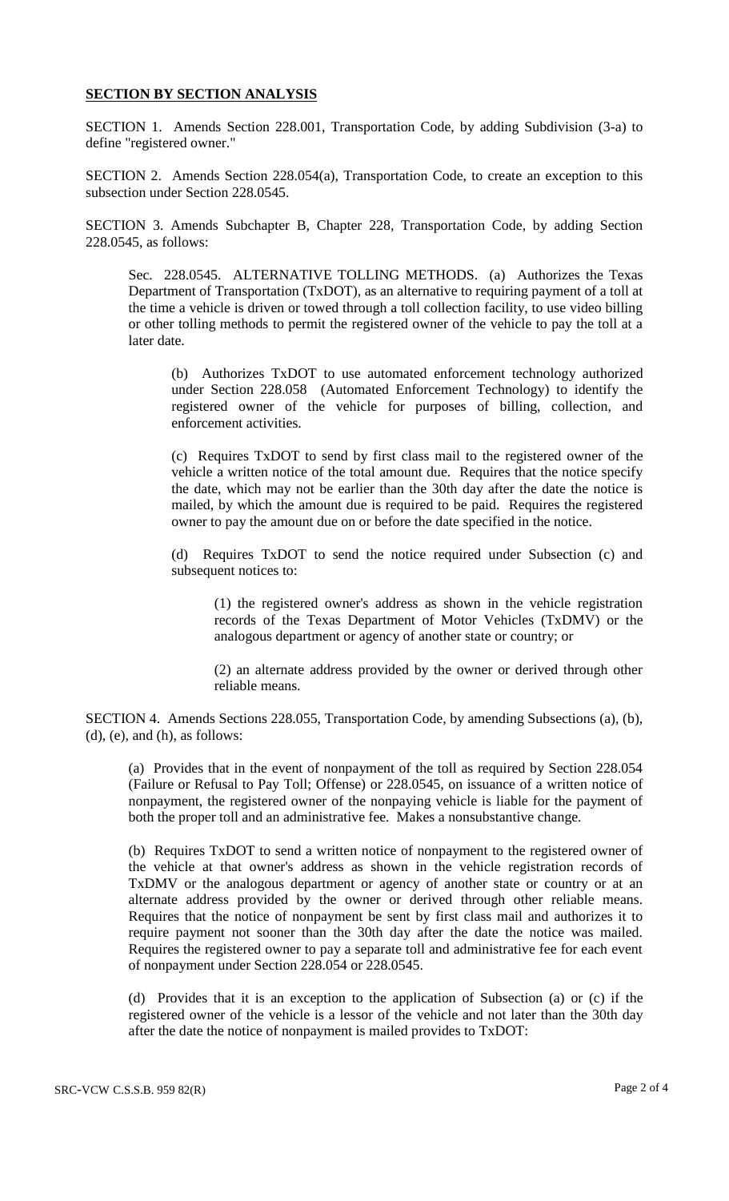## SECTION BY SECTION ANALYSIS

SECTION 1. Amends Section 228.001, Transportation Code, by adding Subdivision (3-a) to define "registered owner."

SECTION 2. Amends Section 228.054(a), Transportation Code, to create an exception to this subsection under Section 228.0545.

SECTION 3. Amends Subchapter B, Chapter 228, Transportation Code, by adding Section 228.0545, as follows:

> Sec. 228.0545. ALTERNATIVE TOLLING METHODS. (a) Authorizes the Texas Department of Transportation (TxDOT), as an alternative to requiring payment of a toll at the time a vehicle is driven or towed through a toll collection facility, to use video billing or other tolling methods to permit the registered owner of the vehicle to pay the toll at a later date.
>
> > (b) Authorizes TxDOT to use automated enforcement technology authorized under Section 228.058 (Automated Enforcement Technology) to identify the registered owner of the vehicle for purposes of billing, collection, and enforcement activities.
> >
> > (c) Requires TxDOT to send by first class mail to the registered owner of the vehicle a written notice of the total amount due. Requires that the notice specify the date, which may not be earlier than the 30th day after the date the notice is mailed, by which the amount due is required to be paid. Requires the registered owner to pay the amount due on or before the date specified in the notice.
> >
> > (d) Requires TxDOT to send the notice required under Subsection (c) and subsequent notices to:
> >
> > > (1) the registered owner's address as shown in the vehicle registration records of the Texas Department of Motor Vehicles (TxDMV) or the analogous department or agency of another state or country; or
> > >
> > > (2) an alternate address provided by the owner or derived through other reliable means.

SECTION 4. Amends Sections 228.055, Transportation Code, by amending Subsections (a), (b), (d), (e), and (h), as follows:

> (a) Provides that in the event of nonpayment of the toll as required by Section 228.054 (Failure or Refusal to Pay Toll; Offense) or 228.0545, on issuance of a written notice of nonpayment, the registered owner of the nonpaying vehicle is liable for the payment of both the proper toll and an administrative fee. Makes a nonsubstantive change.
>
> (b) Requires TxDOT to send a written notice of nonpayment to the registered owner of the vehicle at that owner's address as shown in the vehicle registration records of TxDMV or the analogous department or agency of another state or country or at an alternate address provided by the owner or derived through other reliable means. Requires that the notice of nonpayment be sent by first class mail and authorizes it to require payment not sooner than the 30th day after the date the notice was mailed. Requires the registered owner to pay a separate toll and administrative fee for each event of nonpayment under Section 228.054 or 228.0545.
>
> (d) Provides that it is an exception to the application of Subsection (a) or (c) if the registered owner of the vehicle is a lessor of the vehicle and not later than the 30th day after the date the notice of nonpayment is mailed provides to TxDOT: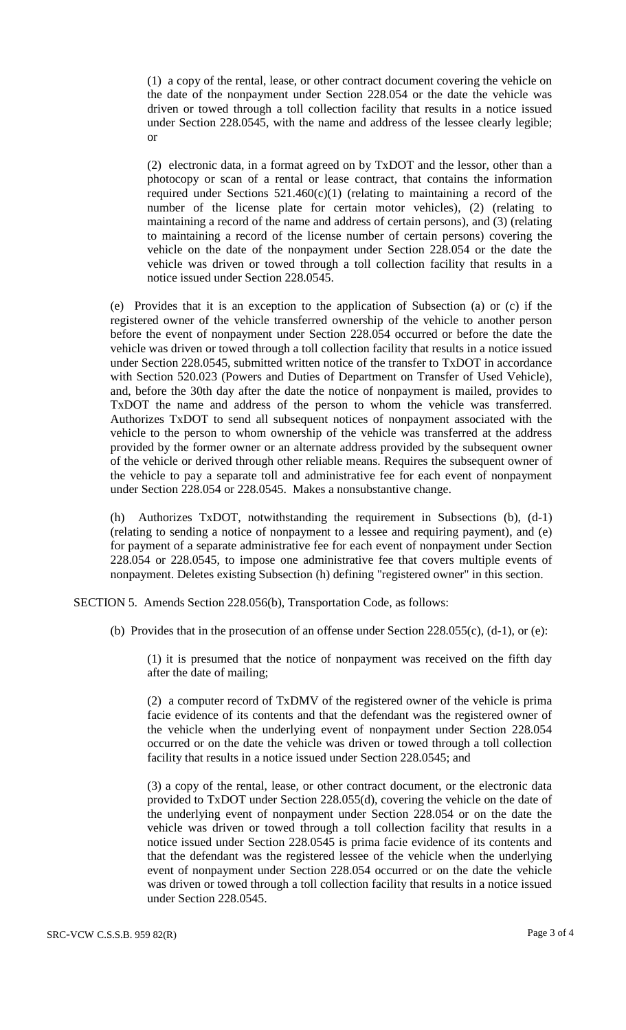(1) a copy of the rental, lease, or other contract document covering the vehicle on the date of the nonpayment under Section 228.054 or the date the vehicle was driven or towed through a toll collection facility that results in a notice issued under Section 228.0545, with the name and address of the lessee clearly legible; or

(2) electronic data, in a format agreed on by TxDOT and the lessor, other than a photocopy or scan of a rental or lease contract, that contains the information required under Sections 521.460(c)(1) (relating to maintaining a record of the number of the license plate for certain motor vehicles), (2) (relating to maintaining a record of the name and address of certain persons), and (3) (relating to maintaining a record of the license number of certain persons) covering the vehicle on the date of the nonpayment under Section 228.054 or the date the vehicle was driven or towed through a toll collection facility that results in a notice issued under Section 228.0545.

(e) Provides that it is an exception to the application of Subsection (a) or (c) if the registered owner of the vehicle transferred ownership of the vehicle to another person before the event of nonpayment under Section 228.054 occurred or before the date the vehicle was driven or towed through a toll collection facility that results in a notice issued under Section 228.0545, submitted written notice of the transfer to TxDOT in accordance with Section 520.023 (Powers and Duties of Department on Transfer of Used Vehicle), and, before the 30th day after the date the notice of nonpayment is mailed, provides to TxDOT the name and address of the person to whom the vehicle was transferred. Authorizes TxDOT to send all subsequent notices of nonpayment associated with the vehicle to the person to whom ownership of the vehicle was transferred at the address provided by the former owner or an alternate address provided by the subsequent owner of the vehicle or derived through other reliable means. Requires the subsequent owner of the vehicle to pay a separate toll and administrative fee for each event of nonpayment under Section 228.054 or 228.0545. Makes a nonsubstantive change.

(h) Authorizes TxDOT, notwithstanding the requirement in Subsections (b), (d-1) (relating to sending a notice of nonpayment to a lessee and requiring payment), and (e) for payment of a separate administrative fee for each event of nonpayment under Section 228.054 or 228.0545, to impose one administrative fee that covers multiple events of nonpayment. Deletes existing Subsection (h) defining "registered owner" in this section.

SECTION 5. Amends Section 228.056(b), Transportation Code, as follows:

(b) Provides that in the prosecution of an offense under Section 228.055(c), (d-1), or (e):

(1) it is presumed that the notice of nonpayment was received on the fifth day after the date of mailing;

(2) a computer record of TxDMV of the registered owner of the vehicle is prima facie evidence of its contents and that the defendant was the registered owner of the vehicle when the underlying event of nonpayment under Section 228.054 occurred or on the date the vehicle was driven or towed through a toll collection facility that results in a notice issued under Section 228.0545; and

(3) a copy of the rental, lease, or other contract document, or the electronic data provided to TxDOT under Section 228.055(d), covering the vehicle on the date of the underlying event of nonpayment under Section 228.054 or on the date the vehicle was driven or towed through a toll collection facility that results in a notice issued under Section 228.0545 is prima facie evidence of its contents and that the defendant was the registered lessee of the vehicle when the underlying event of nonpayment under Section 228.054 occurred or on the date the vehicle was driven or towed through a toll collection facility that results in a notice issued under Section 228.0545.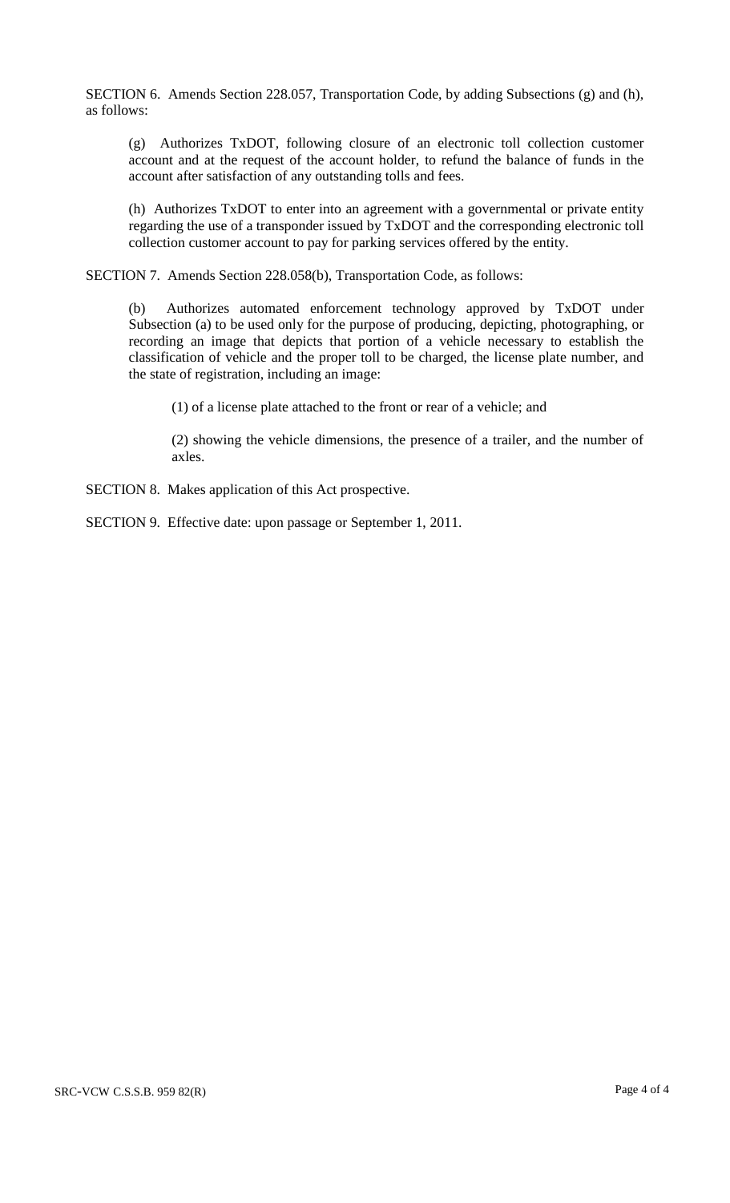SECTION 6. Amends Section 228.057, Transportation Code, by adding Subsections (g) and (h), as follows:

(g) Authorizes TxDOT, following closure of an electronic toll collection customer account and at the request of the account holder, to refund the balance of funds in the account after satisfaction of any outstanding tolls and fees.

(h) Authorizes TxDOT to enter into an agreement with a governmental or private entity regarding the use of a transponder issued by TxDOT and the corresponding electronic toll collection customer account to pay for parking services offered by the entity.

SECTION 7. Amends Section 228.058(b), Transportation Code, as follows:

(b) Authorizes automated enforcement technology approved by TxDOT under Subsection (a) to be used only for the purpose of producing, depicting, photographing, or recording an image that depicts that portion of a vehicle necessary to establish the classification of vehicle and the proper toll to be charged, the license plate number, and the state of registration, including an image:

(1) of a license plate attached to the front or rear of a vehicle; and

(2) showing the vehicle dimensions, the presence of a trailer, and the number of axles.

SECTION 8. Makes application of this Act prospective.

SECTION 9. Effective date: upon passage or September 1, 2011.

SRC-VCW C.S.S.B. 959 82(R)